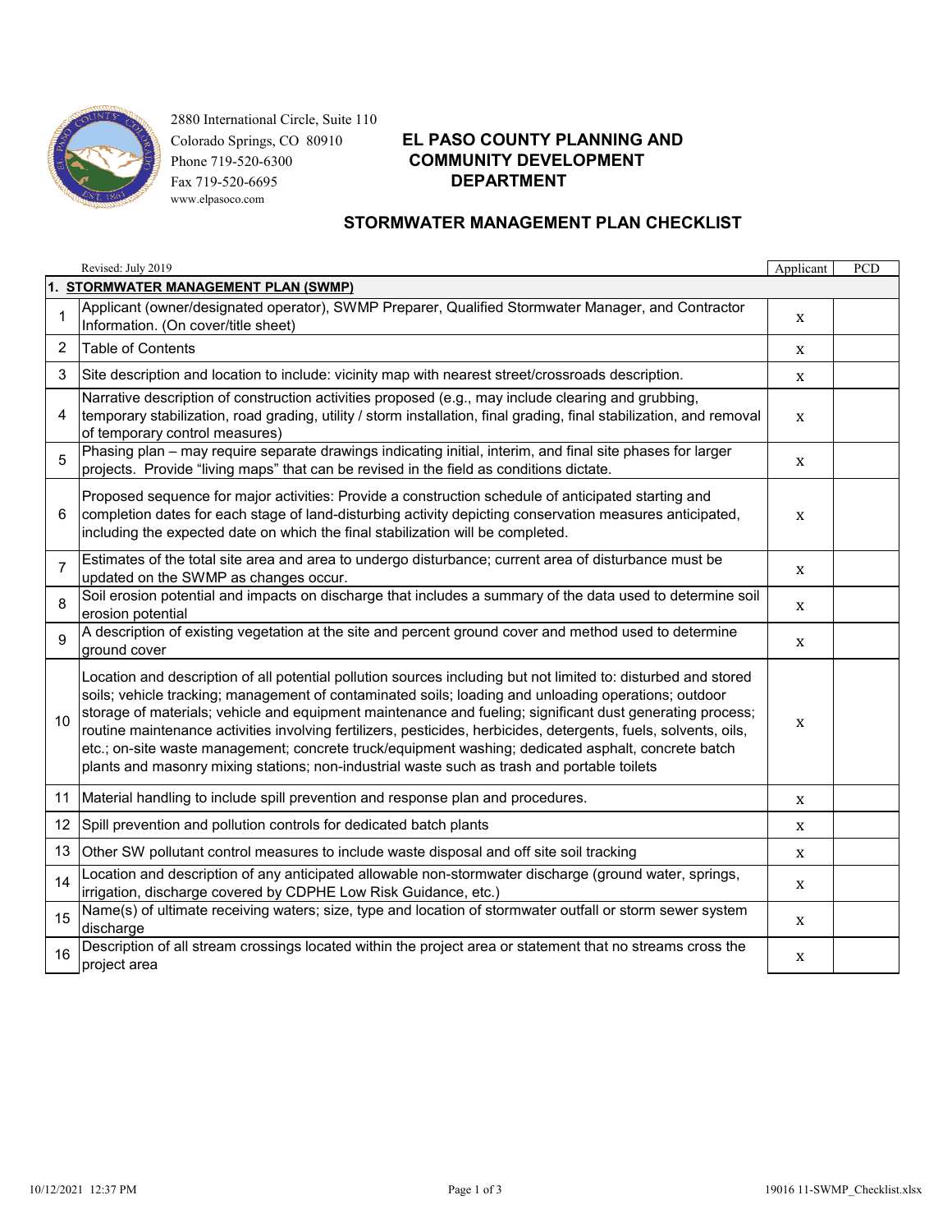2880 International Circle, Suite 110
Colorado Springs, CO 80910
Phone 719-520-6300
Fax 719-520-6695
www.elpasoco.com

# EL PASO COUNTY PLANNING AND COMMUNITY DEVELOPMENT DEPARTMENT

## STORMWATER MANAGEMENT PLAN CHECKLIST

Revised: July 2019

| | | Applicant | PCD |
|---|---|---|---|
| **1.** | **STORMWATER MANAGEMENT PLAN (SWMP)** | | |
| 1 | Applicant (owner/designated operator), SWMP Preparer, Qualified Stormwater Manager, and Contractor Information. (On cover/title sheet) | x | |
| 2 | Table of Contents | x | |
| 3 | Site description and location to include: vicinity map with nearest street/crossroads description. | x | |
| 4 | Narrative description of construction activities proposed (e.g., may include clearing and grubbing, temporary stabilization, road grading, utility / storm installation, final grading, final stabilization, and removal of temporary control measures) | x | |
| 5 | Phasing plan – may require separate drawings indicating initial, interim, and final site phases for larger projects. Provide "living maps" that can be revised in the field as conditions dictate. | x | |
| 6 | Proposed sequence for major activities: Provide a construction schedule of anticipated starting and completion dates for each stage of land-disturbing activity depicting conservation measures anticipated, including the expected date on which the final stabilization will be completed. | x | |
| 7 | Estimates of the total site area and area to undergo disturbance; current area of disturbance must be updated on the SWMP as changes occur. | x | |
| 8 | Soil erosion potential and impacts on discharge that includes a summary of the data used to determine soil erosion potential | x | |
| 9 | A description of existing vegetation at the site and percent ground cover and method used to determine ground cover | x | |
| 10 | Location and description of all potential pollution sources including but not limited to: disturbed and stored soils; vehicle tracking; management of contaminated soils; loading and unloading operations; outdoor storage of materials; vehicle and equipment maintenance and fueling; significant dust generating process; routine maintenance activities involving fertilizers, pesticides, herbicides, detergents, fuels, solvents, oils, etc.; on-site waste management; concrete truck/equipment washing; dedicated asphalt, concrete batch plants and masonry mixing stations; non-industrial waste such as trash and portable toilets | x | |
| 11 | Material handling to include spill prevention and response plan and procedures. | x | |
| 12 | Spill prevention and pollution controls for dedicated batch plants | x | |
| 13 | Other SW pollutant control measures to include waste disposal and off site soil tracking | x | |
| 14 | Location and description of any anticipated allowable non-stormwater discharge (ground water, springs, irrigation, discharge covered by CDPHE Low Risk Guidance, etc.) | x | |
| 15 | Name(s) of ultimate receiving waters; size, type and location of stormwater outfall or storm sewer system discharge | x | |
| 16 | Description of all stream crossings located within the project area or statement that no streams cross the project area | x | |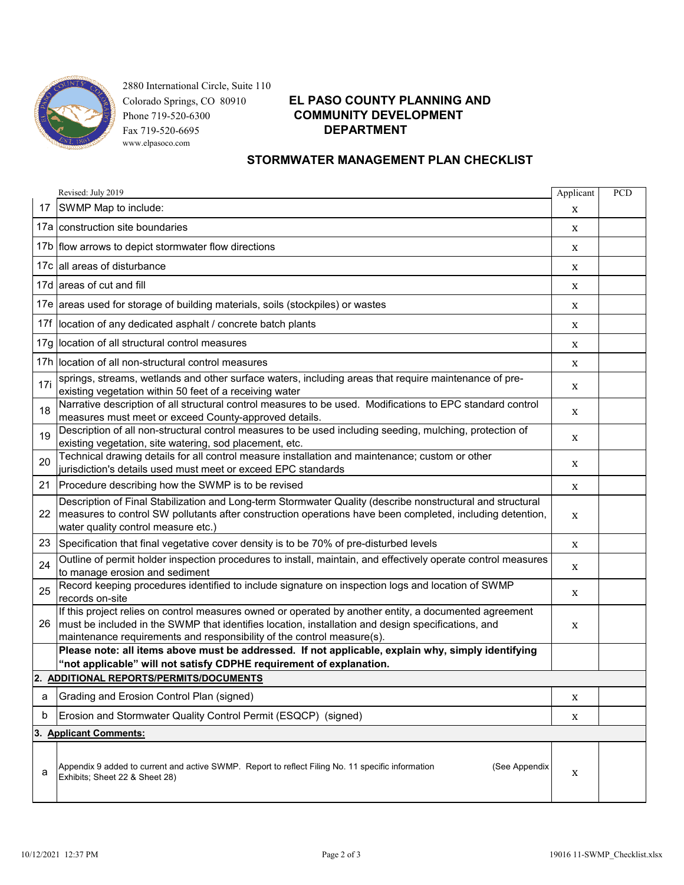2880 International Circle, Suite 110
Colorado Springs, CO 80910
Phone 719-520-6300
Fax 719-520-6695
www.elpasoco.com

# EL PASO COUNTY PLANNING AND COMMUNITY DEVELOPMENT DEPARTMENT

## STORMWATER MANAGEMENT PLAN CHECKLIST

| | Revised: July 2019 | Applicant | PCD |
|---|---|---|---|
| 17 | SWMP Map to include: | x | |
| 17a | construction site boundaries | x | |
| 17b | flow arrows to depict stormwater flow directions | x | |
| 17c | all areas of disturbance | x | |
| 17d | areas of cut and fill | x | |
| 17e | areas used for storage of building materials, soils (stockpiles) or wastes | x | |
| 17f | location of any dedicated asphalt / concrete batch plants | x | |
| 17g | location of all structural control measures | x | |
| 17h | location of all non-structural control measures | x | |
| 17i | springs, streams, wetlands and other surface waters, including areas that require maintenance of pre-existing vegetation within 50 feet of a receiving water | x | |
| 18 | Narrative description of all structural control measures to be used. Modifications to EPC standard control measures must meet or exceed County-approved details. | x | |
| 19 | Description of all non-structural control measures to be used including seeding, mulching, protection of existing vegetation, site watering, sod placement, etc. | x | |
| 20 | Technical drawing details for all control measure installation and maintenance; custom or other jurisdiction's details used must meet or exceed EPC standards | x | |
| 21 | Procedure describing how the SWMP is to be revised | x | |
| 22 | Description of Final Stabilization and Long-term Stormwater Quality (describe nonstructural and structural measures to control SW pollutants after construction operations have been completed, including detention, water quality control measure etc.) | x | |
| 23 | Specification that final vegetative cover density is to be 70% of pre-disturbed levels | x | |
| 24 | Outline of permit holder inspection procedures to install, maintain, and effectively operate control measures to manage erosion and sediment | x | |
| 25 | Record keeping procedures identified to include signature on inspection logs and location of SWMP records on-site | x | |
| 26 | If this project relies on control measures owned or operated by another entity, a documented agreement must be included in the SWMP that identifies location, installation and design specifications, and maintenance requirements and responsibility of the control measure(s). | x | |
| | **Please note: all items above must be addressed. If not applicable, explain why, simply identifying "not applicable" will not satisfy CDPHE requirement of explanation.** | | |
| **2.** | **ADDITIONAL REPORTS/PERMITS/DOCUMENTS** | | |
| a | Grading and Erosion Control Plan (signed) | x | |
| b | Erosion and Stormwater Quality Control Permit (ESQCP) (signed) | x | |
| **3.** | **Applicant Comments:** | | |
| a | Appendix 9 added to current and active SWMP. Report to reflect Filing No. 11 specific information (See Appendix Exhibits; Sheet 22 & Sheet 28) | x | |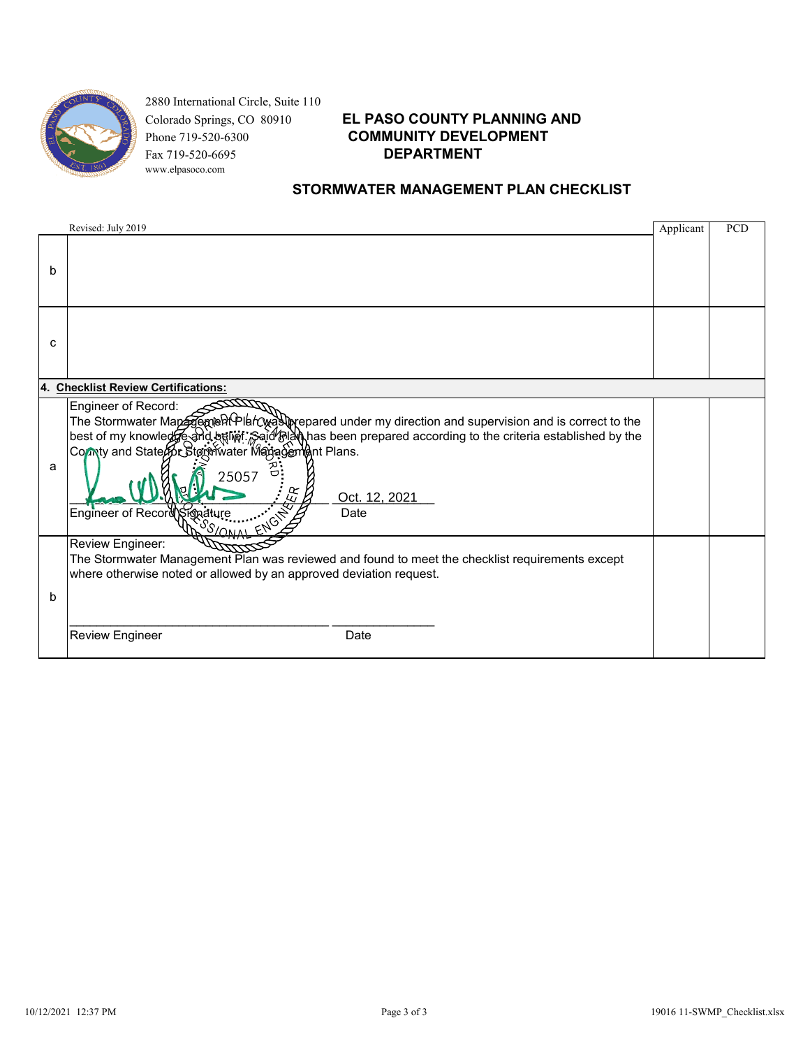2880 International Circle, Suite 110
Colorado Springs, CO 80910
Phone 719-520-6300
Fax 719-520-6695
www.elpasoco.com

# EL PASO COUNTY PLANNING AND COMMUNITY DEVELOPMENT DEPARTMENT

## STORMWATER MANAGEMENT PLAN CHECKLIST

| | Revised: July 2019 | Applicant | PCD |
|---|---|---|---|
| b | | | |
| c | | | |
| **4.** | **Checklist Review Certifications:** | | |
| a | Engineer of Record:<br>The Stormwater Management Plan was prepared under my direction and supervision and is correct to the best of my knowledge and belief. Said Plan has been prepared according to the criteria established by the County and State for Stormwater Management Plans.<br><br>Engineer of Record Signature ______ Date: Oct. 12, 2021<br><br>[Seal: Colorado Licensed Professional Engineer, Andrew W. McCord, 25057] | | |
| b | Review Engineer:<br>The Stormwater Management Plan was reviewed and found to meet the checklist requirements except where otherwise noted or allowed by an approved deviation request.<br><br>______________________ ______________<br>Review Engineer Date | | |

10/12/2021 12:37 PM

19016 11-SWMP_Checklist.xlsx